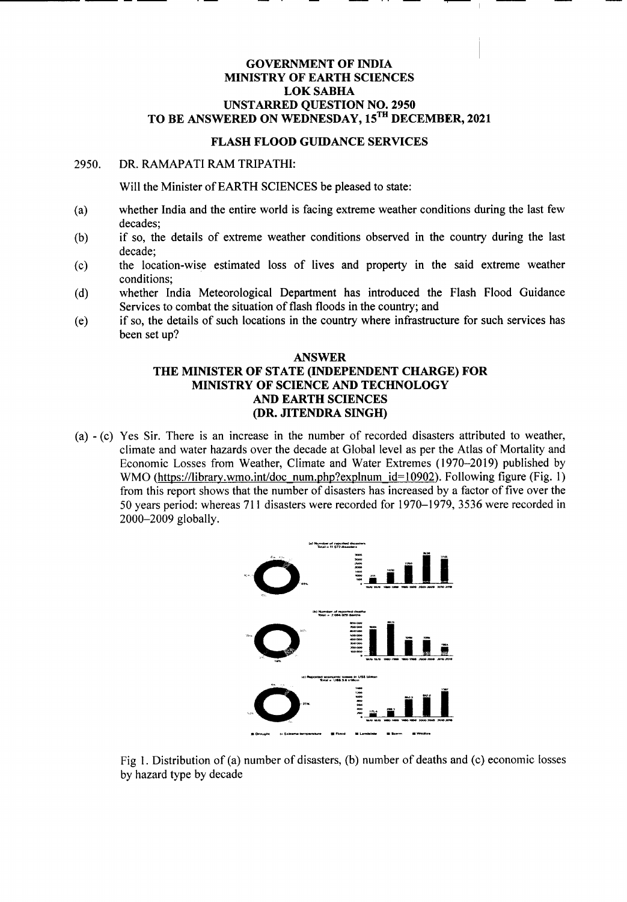**GOVERNMENT OF INDIA**
**MINISTRY OF EARTH SCIENCES**
**LOK SABHA**
**UNSTARRED QUESTION NO. 2950**
**TO BE ANSWERED ON WEDNESDAY, 15TH DECEMBER, 2021**

**FLASH FLOOD GUIDANCE SERVICES**

2950. DR. RAMAPATI RAM TRIPATHI:

Will the Minister of EARTH SCIENCES be pleased to state:

(a) whether India and the entire world is facing extreme weather conditions during the last few decades;

(b) if so, the details of extreme weather conditions observed in the country during the last decade;

(c) the location-wise estimated loss of lives and property in the said extreme weather conditions;

(d) whether India Meteorological Department has introduced the Flash Flood Guidance Services to combat the situation of flash floods in the country; and

(e) if so, the details of such locations in the country where infrastructure for such services has been set up?

**ANSWER**
**THE MINISTER OF STATE (INDEPENDENT CHARGE) FOR MINISTRY OF SCIENCE AND TECHNOLOGY AND EARTH SCIENCES**
**(DR. JITENDRA SINGH)**

(a) - (c) Yes Sir. There is an increase in the number of recorded disasters attributed to weather, climate and water hazards over the decade at Global level as per the Atlas of Mortality and Economic Losses from Weather, Climate and Water Extremes (1970–2019) published by WMO (https://library.wmo.int/doc_num.php?explnum_id=10902). Following figure (Fig. 1) from this report shows that the number of disasters has increased by a factor of five over the 50 years period: whereas 711 disasters were recorded for 1970–1979, 3536 were recorded in 2000–2009 globally.

Fig 1. Distribution of (a) number of disasters, (b) number of deaths and (c) economic losses by hazard type by decade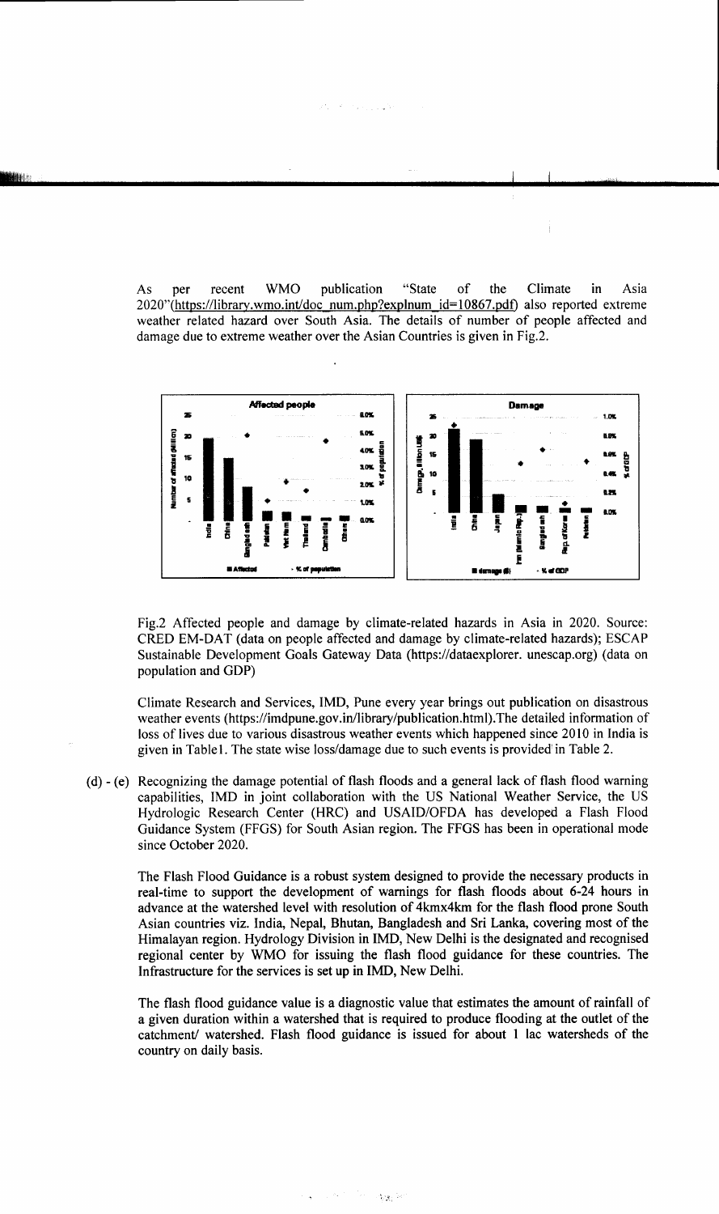As per recent WMO publication "State of the Climate in Asia 2020"(https://library.wmo.int/doc_num.php?explnum_id=10867.pdf) also reported extreme weather related hazard over South Asia. The details of number of people affected and damage due to extreme weather over the Asian Countries is given in Fig.2.

Affected people

Number of affected (Million)

25
20
15
10
5
-

% of population

6.0%
5.0%
4.0%
3.0%
2.0%
1.0%
0.0%

India
China
Bangladesh
Pakistan
Viet Nam
Thailand
Cambodia
Others

■ Affected
◆ % of population

Damage

Damage, Billion US$

25
20
15
10
5
-

% of GDP

1.0%
0.8%
0.6%
0.4%
0.2%
0.0%

India
China
Japan
Iran (Islamic Rep.)
Bangladesh
Rep. of Korea
Pakistan

■ damage ($)
◆ % of GDP

Fig.2 Affected people and damage by climate-related hazards in Asia in 2020. Source: CRED EM-DAT (data on people affected and damage by climate-related hazards); ESCAP Sustainable Development Goals Gateway Data (https://dataexplorer. unescap.org) (data on population and GDP)

Climate Research and Services, IMD, Pune every year brings out publication on disastrous weather events (https://imdpune.gov.in/library/publication.html).The detailed information of loss of lives due to various disastrous weather events which happened since 2010 in India is given in Table1. The state wise loss/damage due to such events is provided in Table 2.

(d) - (e) Recognizing the damage potential of flash floods and a general lack of flash flood warning capabilities, IMD in joint collaboration with the US National Weather Service, the US Hydrologic Research Center (HRC) and USAID/OFDA has developed a Flash Flood Guidance System (FFGS) for South Asian region. The FFGS has been in operational mode since October 2020.

The Flash Flood Guidance is a robust system designed to provide the necessary products in real-time to support the development of warnings for flash floods about 6-24 hours in advance at the watershed level with resolution of 4kmx4km for the flash flood prone South Asian countries viz. India, Nepal, Bhutan, Bangladesh and Sri Lanka, covering most of the Himalayan region. Hydrology Division in IMD, New Delhi is the designated and recognised regional center by WMO for issuing the flash flood guidance for these countries. The Infrastructure for the services is set up in IMD, New Delhi.

The flash flood guidance value is a diagnostic value that estimates the amount of rainfall of a given duration within a watershed that is required to produce flooding at the outlet of the catchment/ watershed. Flash flood guidance is issued for about 1 lac watersheds of the country on daily basis.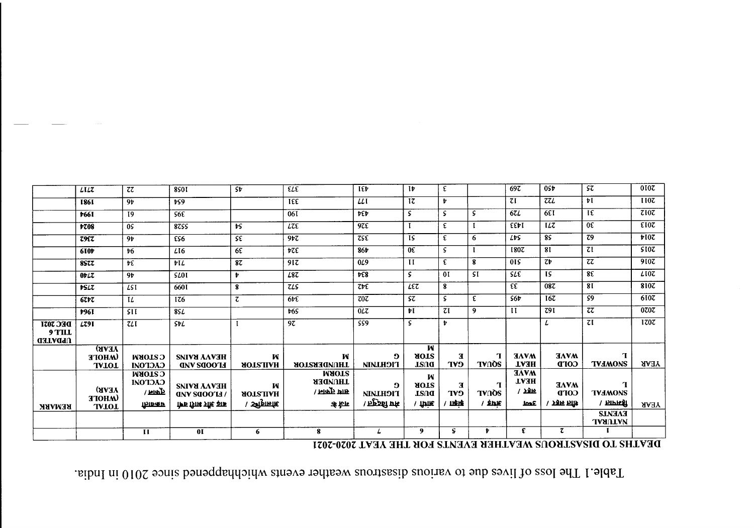Table.1 The loss of lives due to various disastrous weather events whichhappened since 2010 in India.

**DEATHS TO DISASTROUS WEATHER EVENTS FOR THE YEAT 2020-2021**

| | 1 | 2 | 3 | 4 | 5 | 6 | 7 | 8 | 9 | 10 | 11 | | |
|---|---|---|---|---|---|---|---|---|---|---|---|---|---|
| | NATURAL EVENTS | | | | | | | | | | | | |
| YEAR | बर्फबारी / SNOWFALL | शीत लहर / COLD WAVE | उष्ण लहर / HEAT WAVE | झोंका / SQUALL | झंझा / GALE | आंधी / DUST STORM | वज्रपात / LIGHTNING | गर्ज के साथ तूफान / THUNDER STORM | ओलावृष्टि / HAILSTORM | बाढ़ और भारी वर्षा / FLOODS AND HEAVY RAINS | चक्रवात / तूफान CYCLONIC STORM | TOTAL (WHOLE YEAR) | REMARK |
| YEAR | SNOWFALL | COLD WAVE | HEAT WAVE | SQUALL | GALE | DUST STORM | LIGHTNING | THUNDERSTORM | HAILSTORM | FLOODS AND HEAVY RAINS | CYCLONIC STORM | TOTAL (WHOLE YEAR) | |
| 2021 | 12 | 7 | | | 4 | 5 | 655 | 26 | 1 | 745 | 172 | 1627 | UPDATED TILL 9 DEC 2021 |
| 2020 | 22 | 162 | 11 | 6 | 12 | 14 | 210 | 594 | | 758 | 115 | 1964 | |
| 2019 | 65 | 291 | 495 | 3 | 5 | 25 | 702 | 349 | 2 | 921 | 71 | 2429 | |
| 2018 | 18 | 280 | 33 | | 8 | 237 | 342 | 572 | 8 | 1099 | 157 | 2754 | |
| 2017 | 38 | 51 | 375 | 15 | 10 | 5 | 834 | 287 | 4 | 1075 | 46 | 2740 | |
| 2016 | 22 | 42 | 510 | 8 | 3 | 11 | 670 | 216 | 28 | 714 | 34 | 2258 | |
| 2015 | 12 | 18 | 2081 | 1 | 5 | 30 | 498 | 324 | 39 | 917 | 94 | 4019 | |
| 2014 | 62 | 58 | 547 | 9 | 3 | 51 | 352 | 246 | 35 | 953 | 46 | 2362 | |
| 2013 | 30 | 271 | 1433 | 1 | 3 | 1 | 326 | 327 | 54 | 5528 | 50 | 8024 | |
| 2012 | 31 | 139 | 729 | 5 | 5 | 5 | 434 | 190 | | 395 | 61 | 1994 | |
| 2011 | 14 | 722 | 12 | | 4 | 21 | 177 | 331 | | 654 | 46 | 1981 | |
| 2010 | 25 | 450 | 269 | | 3 | 41 | 431 | 373 | 45 | 1058 | 22 | 2717 | |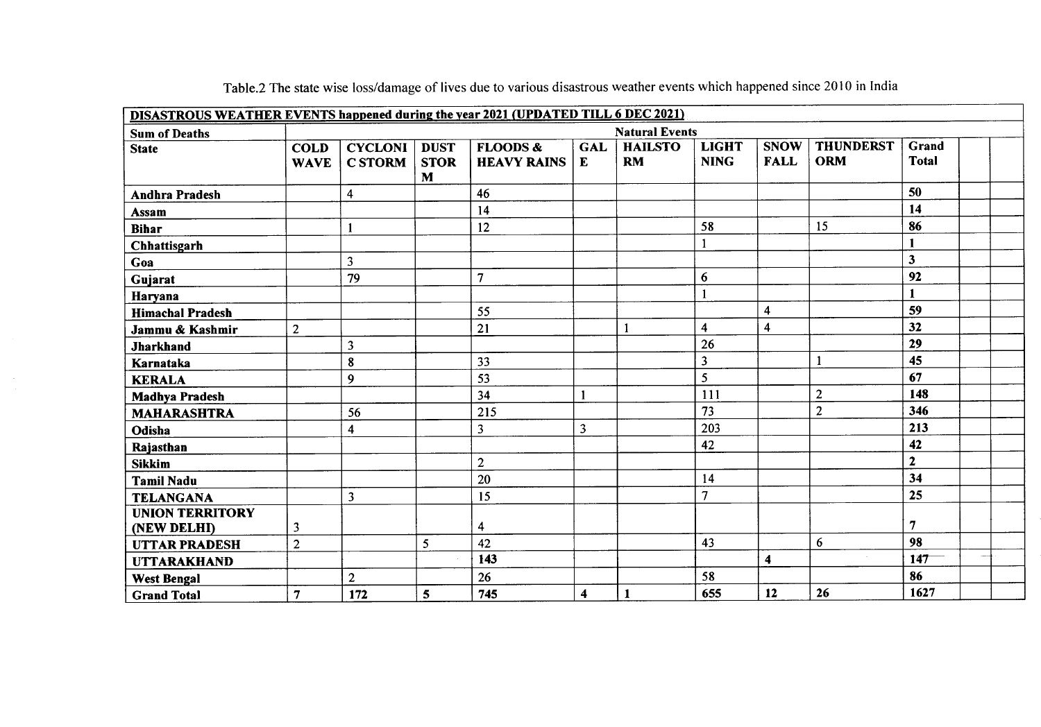Table.2 The state wise loss/damage of lives due to various disastrous weather events which happened since 2010 in India

| DISASTROUS WEATHER EVENTS happened during the year 2021 (UPDATED TILL 6 DEC 2021) | | | | | | | | | | |
|---|---|---|---|---|---|---|---|---|---|---|
| **Sum of Deaths** | **Natural Events** | | | | | | | | | |
| **State** | **COLD WAVE** | **CYCLONIC STORM** | **DUST STORM** | **FLOODS & HEAVY RAINS** | **GALE** | **HAILSTORM** | **LIGHTNING** | **SNOW FALL** | **THUNDERSTORM** | **Grand Total** |
| **Andhra Pradesh** | | 4 | | 46 | | | | | | **50** |
| **Assam** | | | | 14 | | | | | | **14** |
| **Bihar** | | 1 | | 12 | | | 58 | | 15 | **86** |
| **Chhattisgarh** | | | | | | | 1 | | | **1** |
| **Goa** | | 3 | | | | | | | | **3** |
| **Gujarat** | | 79 | | 7 | | | 6 | | | **92** |
| **Haryana** | | | | | | | 1 | | | **1** |
| **Himachal Pradesh** | | | | 55 | | | | 4 | | **59** |
| **Jammu & Kashmir** | 2 | | | 21 | | 1 | 4 | 4 | | **32** |
| **Jharkhand** | | 3 | | | | | 26 | | | **29** |
| **Karnataka** | | 8 | | 33 | | | 3 | | 1 | **45** |
| **KERALA** | | 9 | | 53 | | | 5 | | | **67** |
| **Madhya Pradesh** | | | | 34 | 1 | | 111 | | 2 | **148** |
| **MAHARASHTRA** | | 56 | | 215 | | | 73 | | 2 | **346** |
| **Odisha** | | 4 | | 3 | 3 | | 203 | | | **213** |
| **Rajasthan** | | | | | | | 42 | | | **42** |
| **Sikkim** | | | | 2 | | | | | | **2** |
| **Tamil Nadu** | | | | 20 | | | 14 | | | **34** |
| **TELANGANA** | | 3 | | 15 | | | 7 | | | **25** |
| **UNION TERRITORY (NEW DELHI)** | 3 | | | 4 | | | | | | **7** |
| **UTTAR PRADESH** | 2 | | 5 | 42 | | | 43 | | 6 | **98** |
| **UTTARAKHAND** | | | | **143** | | | | **4** | | **147** |
| **West Bengal** | | 2 | | 26 | | | 58 | | | **86** |
| **Grand Total** | **7** | **172** | **5** | **745** | **4** | **1** | **655** | **12** | **26** | **1627** |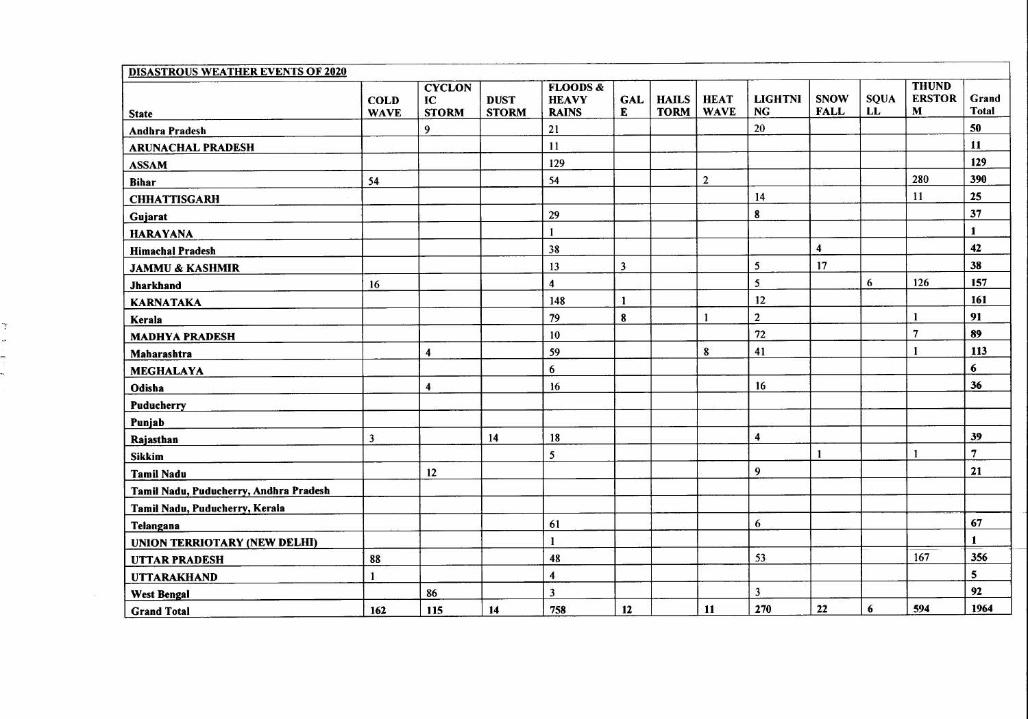| DISASTROUS WEATHER EVENTS OF 2020 | | | | | | | | | | | | |
|---|---|---|---|---|---|---|---|---|---|---|---|---|
| **State** | **COLD WAVE** | **CYCLONIC STORM** | **DUST STORM** | **FLOODS & HEAVY RAINS** | **GALE** | **HAILSTORM** | **HEAT WAVE** | **LIGHTNING** | **SNOW FALL** | **SQUALL** | **THUNDERSTORM** | **Grand Total** |
| **Andhra Pradesh** | | 9 | | 21 | | | | 20 | | | | **50** |
| **ARUNACHAL PRADESH** | | | | 11 | | | | | | | | **11** |
| **ASSAM** | | | | 129 | | | | | | | | **129** |
| **Bihar** | 54 | | | 54 | | | 2 | | | | 280 | **390** |
| **CHHATTISGARH** | | | | | | | | 14 | | | 11 | **25** |
| **Gujarat** | | | | 29 | | | | 8 | | | | **37** |
| **HARAYANA** | | | | 1 | | | | | | | | **1** |
| **Himachal Pradesh** | | | | 38 | | | | | 4 | | | **42** |
| **JAMMU & KASHMIR** | | | | 13 | 3 | | | 5 | 17 | | | **38** |
| **Jharkhand** | 16 | | | 4 | | | | 5 | | 6 | 126 | **157** |
| **KARNATAKA** | | | | 148 | 1 | | | 12 | | | | **161** |
| **Kerala** | | | | 79 | 8 | | 1 | 2 | | | 1 | **91** |
| **MADHYA PRADESH** | | | | 10 | | | | 72 | | | 7 | **89** |
| **Maharashtra** | | 4 | | 59 | | | 8 | 41 | | | 1 | **113** |
| **MEGHALAYA** | | | | 6 | | | | | | | | **6** |
| **Odisha** | | 4 | | 16 | | | | 16 | | | | **36** |
| **Puducherry** | | | | | | | | | | | | |
| **Punjab** | | | | | | | | | | | | |
| **Rajasthan** | 3 | | 14 | 18 | | | | 4 | | | | **39** |
| **Sikkim** | | | | 5 | | | | | 1 | | 1 | **7** |
| **Tamil Nadu** | | 12 | | | | | | 9 | | | | **21** |
| **Tamil Nadu, Pudncherry, Andhra Pradesh** | | | | | | | | | | | | |
| **Tamil Nadu, Puducherry, Kerala** | | | | | | | | | | | | |
| **Telangana** | | | | 61 | | | | 6 | | | | **67** |
| **UNION TERRIOTARY (NEW DELHI)** | | | | 1 | | | | | | | | **1** |
| **UTTAR PRADESH** | 88 | | | 48 | | | | 53 | | | 167 | **356** |
| **UTTARAKHAND** | 1 | | | 4 | | | | | | | | **5** |
| **West Bengal** | | 86 | | 3 | | | | 3 | | | | **92** |
| **Grand Total** | **162** | **115** | **14** | **758** | **12** | | **11** | **270** | **22** | **6** | **594** | **1964** |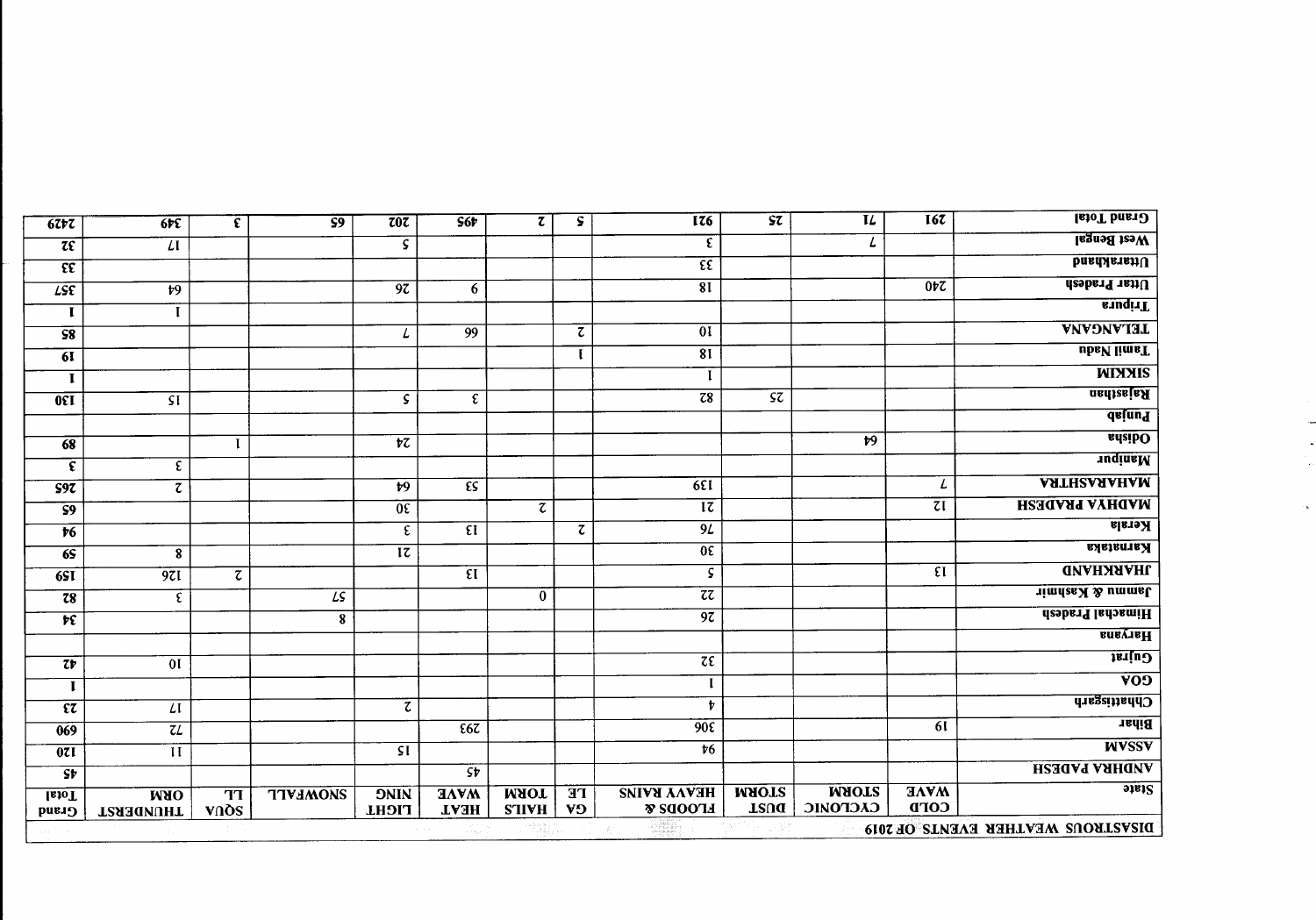# DISASTROUS WEATHER EVENTS OF 2019

| State | COLD WAVE | CYCLONIC STORM | DUST STORM | FLOODS & HEAVY RAINS | GALE | HAILSTORM | HEAT WAVE | LIGHTNING | SNOWFALL | SQUALL | THUNDERSTORM | Grand Total |
|---|---|---|---|---|---|---|---|---|---|---|---|---|
| ANDHRA PADESH | | | | | | | 45 | | | | | 45 |
| ASSAM | | | | 94 | | | | 15 | | | 11 | 120 |
| Bihar | 19 | | | 306 | | | 293 | | | | 72 | 690 |
| Chhattisgarh | | | | 4 | | | | 2 | | | 17 | 23 |
| GOA | | | | 1 | | | | | | | | 1 |
| Gujarat | | | | 32 | | | | | | | 10 | 42 |
| Haryana | | | | | | | | | | | | |
| Himachal Pradesh | | | | 26 | | | | | 8 | | | 34 |
| Jammu & Kashmir | | | | 22 | | 0 | | | 57 | | 3 | 82 |
| JHARKHAND | 13 | | | 5 | | | 13 | | | 2 | 126 | 159 |
| Karnataka | | | | 30 | | | | 21 | | | 8 | 59 |
| Kerala | | | | 76 | 2 | | 13 | 3 | | | | 94 |
| MADHYA PRADESH | 12 | | | 21 | | 2 | | 30 | | | | 65 |
| MAHARASHTRA | 7 | | | 139 | | | 53 | 64 | | | 2 | 265 |
| Manipur | | | | | | | | | | | 3 | 3 |
| Odisha | | 64 | | | | | | 24 | | 1 | | 89 |
| Punjab | | | | | | | | | | | | |
| Rajasthan | | | 25 | 82 | | | 3 | 5 | | | 15 | 130 |
| SIKKIM | | | | 1 | | | | | | | | 1 |
| Tamil Nadu | | | | 18 | 1 | | | | | | | 19 |
| TELANGANA | | | | 10 | 2 | | 66 | 7 | | | | 85 |
| Tripura | | | | | | | | | | | 1 | 1 |
| Uttar Pradesh | 240 | | | 18 | | | 9 | 26 | | | 64 | 357 |
| Uttarakhand | | | | 33 | | | | | | | | 33 |
| West Bengal | | 7 | | 3 | | | | 5 | | | 17 | 32 |
| Grand Total | 291 | 71 | 25 | 921 | 5 | 2 | 495 | 202 | 65 | 3 | 349 | 2429 |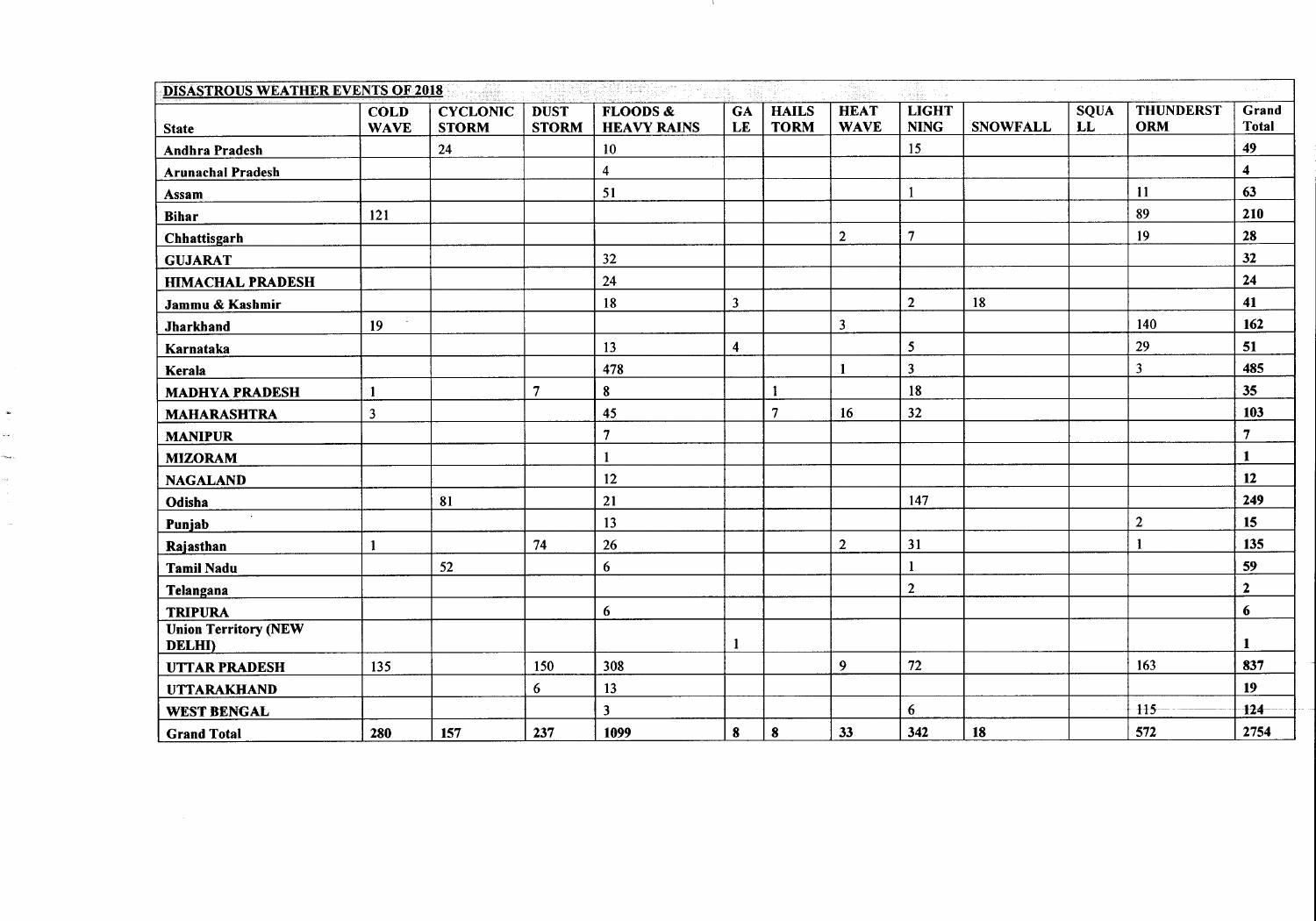| DISASTROUS WEATHER EVENTS OF 2018 | | | | | | | | | | | | |
|---|---|---|---|---|---|---|---|---|---|---|---|---|
| **State** | **COLD WAVE** | **CYCLONIC STORM** | **DUST STORM** | **FLOODS & HEAVY RAINS** | **GALE** | **HAILSTORM** | **HEAT WAVE** | **LIGHTNING** | **SNOWFALL** | **SQUALL** | **THUNDERSTORM** | **Grand Total** |
| **Andhra Pradesh** | | 24 | | 10 | | | | 15 | | | | **49** |
| **Arunachal Pradesh** | | | | 4 | | | | | | | | **4** |
| **Assam** | | | | 51 | | | | 1 | | | 11 | **63** |
| **Bihar** | 121 | | | | | | | | | | 89 | **210** |
| **Chhattisgarh** | | | | | | | 2 | 7 | | | 19 | **28** |
| **GUJARAT** | | | | 32 | | | | | | | | **32** |
| **HIMACHAL PRADESH** | | | | 24 | | | | | | | | **24** |
| **Jammu & Kashmir** | | | | 18 | 3 | | | 2 | 18 | | | **41** |
| **Jharkhand** | 19 | | | | | | 3 | | | | 140 | **162** |
| **Karnataka** | | | | 13 | 4 | | | 5 | | | 29 | **51** |
| **Kerala** | | | | 478 | | | 1 | 3 | | | 3 | **485** |
| **MADHYA PRADESH** | 1 | | 7 | 8 | | 1 | | 18 | | | | **35** |
| **MAHARASHTRA** | 3 | | | 45 | | 7 | 16 | 32 | | | | **103** |
| **MANIPUR** | | | | 7 | | | | | | | | **7** |
| **MIZORAM** | | | | 1 | | | | | | | | **1** |
| **NAGALAND** | | | | 12 | | | | | | | | **12** |
| **Odisha** | | 81 | | 21 | | | | 147 | | | | **249** |
| **Punjab** | | | | 13 | | | | | | | 2 | **15** |
| **Rajasthan** | 1 | | 74 | 26 | | | 2 | 31 | | | 1 | **135** |
| **Tamil Nadu** | | 52 | | 6 | | | | 1 | | | | **59** |
| **Telangana** | | | | | | | | 2 | | | | **2** |
| **TRIPURA** | | | | 6 | | | | | | | | **6** |
| **Union Territory (NEW DELHI)** | | | | | 1 | | | | | | | **1** |
| **UTTAR PRADESH** | 135 | | 150 | 308 | | | 9 | 72 | | | 163 | **837** |
| **UTTARAKHAND** | | | 6 | 13 | | | | | | | | **19** |
| **WEST BENGAL** | | | | 3 | | | | 6 | | | 115 | **124** |
| **Grand Total** | **280** | **157** | **237** | **1099** | **8** | **8** | **33** | **342** | **18** | | **572** | **2754** |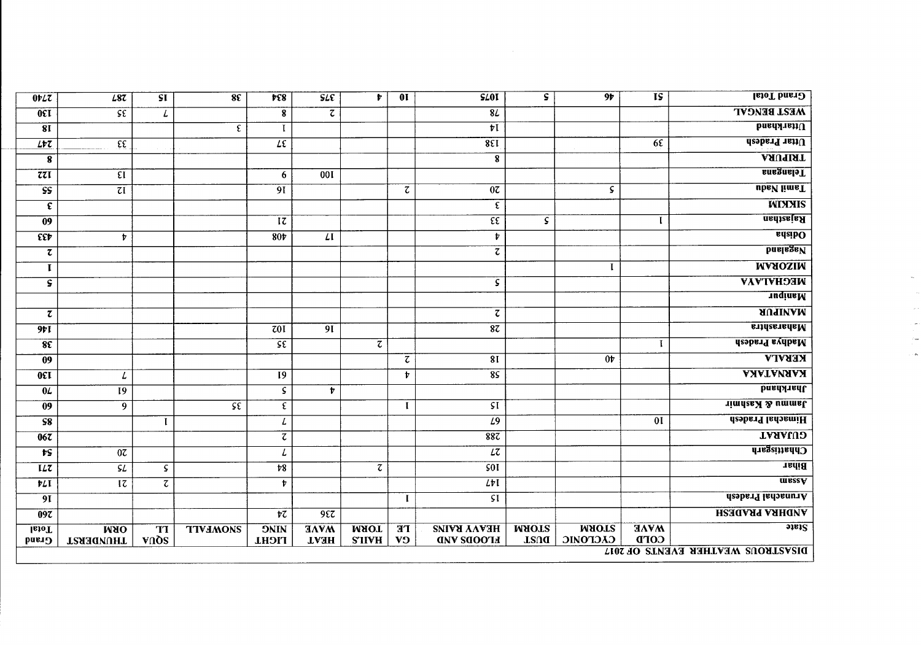DISASTROUS WEATHER EVENTS OF 2017

| State | COLD WAVE | CYCLONIC STORM | DUST STORM | FLOODS AND HEAVY RAINS | GALE | HAILSTORM | HEAT WAVE | LIGHTNING | SNOWFALL | SQUALL | THUNDERSTORM | Grand Total |
|---|---|---|---|---|---|---|---|---|---|---|---|---|
| ANDHRA PRADESH | | | | | | | 236 | 24 | | | | 260 |
| Arunachal Pradesh | | | | 15 | 1 | | | | | | | 16 |
| Assam | | | | 147 | | | | 4 | | 2 | 21 | 174 |
| Bihar | | | | 105 | | 2 | | 84 | | 5 | 75 | 271 |
| Chhattisgarh | | | | 27 | | | | 7 | | | 20 | 54 |
| GUJARAT | | | | 288 | | | | 2 | | | | 290 |
| Himachal Pradesh | 10 | | | 67 | | | | 7 | | 1 | | 85 |
| Jammu & Kashmir | | | | 15 | 1 | | | 3 | 35 | | 6 | 60 |
| Jharkhand | | | | | | | 4 | 5 | | | 61 | 70 |
| KARNATAKA | | | | 58 | 4 | | | 61 | | | 7 | 130 |
| KERALA | | 40 | | 18 | 2 | | | | | | | 60 |
| Madhya Pradesh | 1 | | | | | 2 | | 35 | | | | 38 |
| Maharashtra | | | | 28 | | | 16 | 102 | | | | 146 |
| MANIPUR | | | | 2 | | | | | | | | 2 |
| Manipur | | | | | | | | | | | | |
| MEGHALAYA | | | | 5 | | | | | | | | 5 |
| MIZORAM | | 1 | | | | | | | | | | 1 |
| Nagaland | | | | 2 | | | | | | | | 2 |
| Odisha | | | | 4 | | | 17 | 408 | | | 4 | 433 |
| Rajasthan | 1 | | 5 | 33 | | | | 21 | | | | 60 |
| SIKKIM | | | | 3 | | | | | | | | 3 |
| Tamil Nadu | | 5 | | 20 | 2 | | | 16 | | | 12 | 55 |
| Telangana | | | | | | | 100 | 9 | | | 13 | 122 |
| TRIPURA | | | | 8 | | | | | | | | 8 |
| Uttar Pradesh | 39 | | | 138 | | | | 37 | | | 33 | 247 |
| Uttarakhand | | | | 14 | | | | 1 | 3 | | | 18 |
| WEST BENGAL | | | | 78 | | | 2 | 8 | | 7 | 35 | 130 |
| Grand Total | 51 | 46 | 5 | 1075 | 10 | 4 | 375 | 834 | 38 | 15 | 287 | 2740 |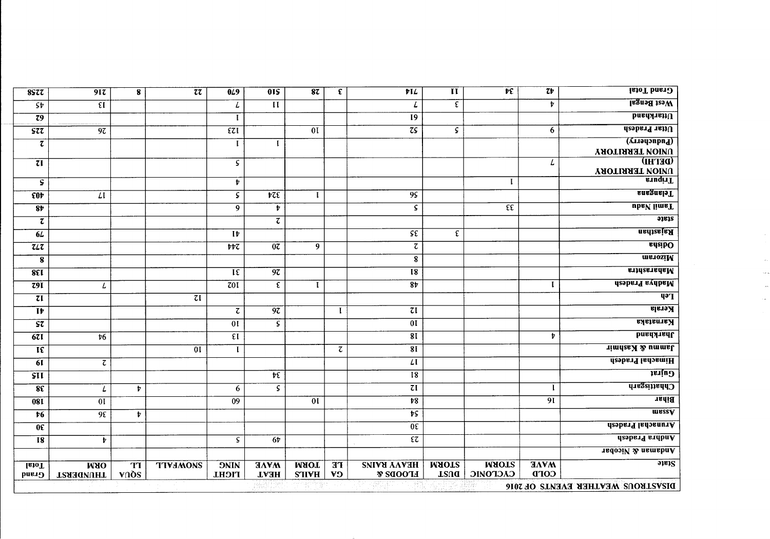**DISASTROUS WEATHER EVENTS OF 2016**

| State | COLD WAVE | CYCLONIC STORM | DUST STORM | FLOODS & HEAVY RAINS | GALE | HAILS TORM | HEAT WAVE | LIGHT NING | SNOWFALL | SQUA LL | THUNDERST ORM | Grand Total |
|---|---|---|---|---|---|---|---|---|---|---|---|---|
| Andaman & Nicobar | | | | | | | | | | | | |
| Andhra Pradesh | | | | 23 | | | 49 | 5 | | | 4 | 81 |
| Arunachal Pradesh | | | | 30 | | | | | | | | 30 |
| Assam | | | | 54 | | | | | | 4 | 36 | 94 |
| Bihar | 16 | | | 84 | | 10 | | 60 | | | 10 | 180 |
| Chhattisgarh | 1 | | | 12 | | | 5 | 9 | | 4 | 7 | 38 |
| Gujarat | | | | 81 | | | 34 | | | | | 115 |
| Himachal Pradesh | | | | 17 | | | | | | | 2 | 19 |
| Jammu & Kashmir | | | | 18 | 2 | | | 1 | 10 | | | 31 |
| Jharkhand | 4 | | | 18 | | | | 13 | | | 94 | 129 |
| Karnataka | | | | 10 | | | 5 | 10 | | | | 25 |
| Kerala | | | | 12 | 1 | | 26 | 2 | | | | 41 |
| Leh | | | | | | | | | 12 | | | 12 |
| Madhya Pradesh | 1 | | | 48 | | 1 | 3 | 102 | | | 7 | 162 |
| Maharashtra | | | | 81 | | | 26 | 31 | | | | 138 |
| Mizoram | | | | 8 | | | | | | | | 8 |
| Odisha | | | | 2 | | 6 | 20 | 244 | | | | 272 |
| Rajasthan | | | 3 | 35 | | | | 41 | | | | 79 |
| state | | | | | | | 2 | | | | | 2 |
| Tamil Nadu | | 33 | | 5 | | | 4 | 6 | | | | 48 |
| Telangana | | | | 56 | | 1 | 324 | 5 | | | 17 | 403 |
| Tripura | | 1 | | | | | | 4 | | | | 5 |
| UNION TERRITORY (DELHI) | 7 | | | | | | | 5 | | | | 12 |
| UNION TERRITORY (Puducherry) | | | | | | | 1 | 1 | | | | 2 |
| Uttar Pradesh | 9 | | 5 | 52 | | 10 | | 123 | | | 26 | 225 |
| Uttarkhand | | | | 61 | | | | 1 | | | | 62 |
| West Bengal | 4 | | 3 | 7 | | | 11 | 7 | | | 13 | 45 |
| Grand Total | 42 | 34 | 11 | 714 | 3 | 28 | 510 | 670 | 22 | 8 | 216 | 2258 |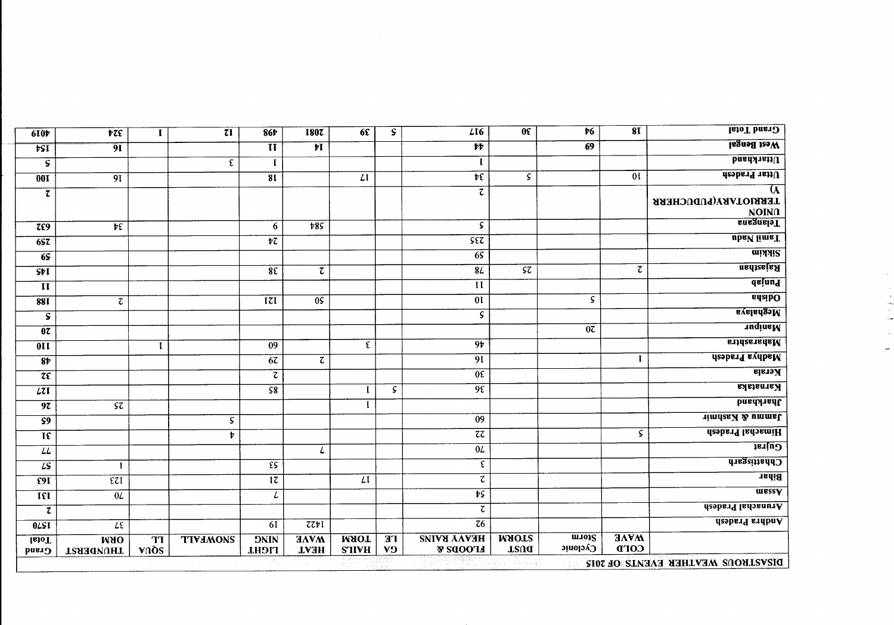| DISASTROUS WEATHER EVENTS OF 2015 | | | | | | | | | | | | |
|---|---|---|---|---|---|---|---|---|---|---|---|---|
| | COLD WAVE | Cyclonic Storm | DUST STORM | FLOODS & HEAVY RAINS | GALE | HAILSTORM | HEAT WAVE | LIGHTNING | SNOWFALL | SQUALL | THUNDERSTORM | Grand Total |
| Andhra Pradesh | | | | 92 | | | 1422 | 19 | | | 37 | 1570 |
| Arunachal Pradesh | | | | 2 | | | | | | | | 2 |
| Assam | | | | 54 | | | | 7 | | | 70 | 131 |
| Bihar | | | | 2 | | 17 | | 21 | | | 123 | 163 |
| Chhattisgarh | | | | 3 | | | | 53 | | | 1 | 57 |
| Gujarat | | | | 70 | | | 7 | | | | | 77 |
| Himachal Pradesh | 5 | | | 22 | | | | | 4 | | | 31 |
| Jammu & Kashmir | | | | 60 | | | | | 5 | | | 65 |
| Jharkhand | | | | | | 1 | | | | | 25 | 26 |
| Karnataka | | | | 36 | 5 | 1 | | 85 | | | | 127 |
| Kerala | | | | 30 | | | | 2 | | | | 32 |
| Madhya Pradesh | 1 | | | 16 | | | 2 | 29 | | | | 48 |
| Maharashtra | | | | 46 | | 3 | | 60 | | 1 | | 110 |
| Manipur | | 20 | | | | | | | | | | 20 |
| Meghalaya | | | | 5 | | | | | | | | 5 |
| Odisha | | 5 | | 10 | | | 50 | 121 | | | 2 | 188 |
| Punjab | | | | 11 | | | | | | | | 11 |
| Rajasthan | 2 | | 25 | 78 | | | 2 | 38 | | | | 145 |
| Sikkim | | | | 59 | | | | | | | | 59 |
| Tamil Nadu | | | | 235 | | | | 24 | | | | 259 |
| Telangana | | | | 5 | | | 584 | 9 | | | 34 | 632 |
| UNION TERRIOTARY(PUDUCHERRY) | | | | 2 | | | | | | | | 2 |
| Uttar Pradesh | 10 | | 5 | 34 | | 17 | | 18 | | | 16 | 100 |
| Uttarakhand | | | | 1 | | | | 1 | 3 | | | 5 |
| West Bengal | | 69 | | 44 | | | 14 | 11 | | | 16 | 154 |
| Grand Total | 18 | 94 | 30 | 917 | 5 | 39 | 2081 | 498 | 12 | 1 | 324 | 4019 |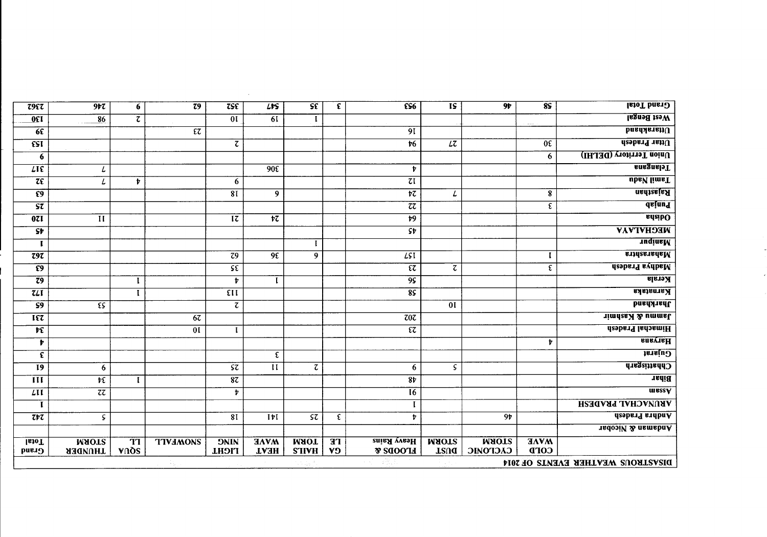# DISASTROUS WEATHER EVENTS OF 2014

| | COLD WAVE | CYCLONIC STORM | DUST STORM | FLOODS & Heavy Rains | GALE | HAILSTORM | HEAT WAVE | LIGHTNING | SNOWFALL | SQUALL | THUNDER STORM | Grand Total |
|---|---|---|---|---|---|---|---|---|---|---|---|---|
| Andaman & Nicobar | | | | | | | | | | | | |
| Andhra Pradesh | | 46 | | 4 | 3 | 25 | 141 | 18 | | | 5 | 242 |
| ARUNACHAL PRADESH | | | | 1 | | | | | | | | 1 |
| Assam | | | | 91 | | | | 4 | | | 22 | 117 |
| Bihar | | | | 48 | | | | 28 | | 1 | 34 | 111 |
| Chhattisgarh | | | 5 | 9 | | 2 | 11 | 25 | | | 9 | 61 |
| Gujarat | | | | | | | 3 | | | | | 3 |
| Haryana | 4 | | | | | | | | | | | 4 |
| Himachal Pradesh | | | | 23 | | | | 1 | 10 | | | 34 |
| Jammu & Kashmir | | | | 202 | | | | | 29 | | | 231 |
| Jharkhand | | | 10 | | | | | 2 | | | 53 | 65 |
| Karnataka | | | | 58 | | | | 113 | | 1 | | 172 |
| Kerala | | | | 56 | | | 1 | 4 | | 1 | | 62 |
| Madhya Pradesh | 3 | | 2 | 23 | | | | 35 | | | | 63 |
| Maharashtra | 1 | | | 157 | | 6 | 36 | 62 | | | | 262 |
| Manipur | | | | | | 1 | | | | | | 1 |
| MEGHALAYA | | | | 45 | | | | | | | | 45 |
| Odisha | | | | 64 | | | 24 | 21 | | | 11 | 120 |
| Punjab | 3 | | | 22 | | | | | | | | 25 |
| Rajasthan | 8 | | 7 | 24 | | | 6 | 18 | | | | 63 |
| Tamil Nadu | | | | 12 | | | | 9 | | 4 | 7 | 32 |
| Telangana | | | | 4 | | | 306 | | | | 7 | 317 |
| Union Territory (DELHI) | 9 | | | | | | | | | | | 9 |
| Uttar Pradesh | 30 | | 27 | 94 | | | | 2 | | | | 153 |
| Uttarakhand | | | | 16 | | | | | 23 | | | 39 |
| West Bengal | | | | | | 1 | 19 | 10 | | 2 | 98 | 130 |
| Grand Total | 58 | 46 | 51 | 953 | 3 | 35 | 547 | 352 | 62 | 9 | 246 | 2362 |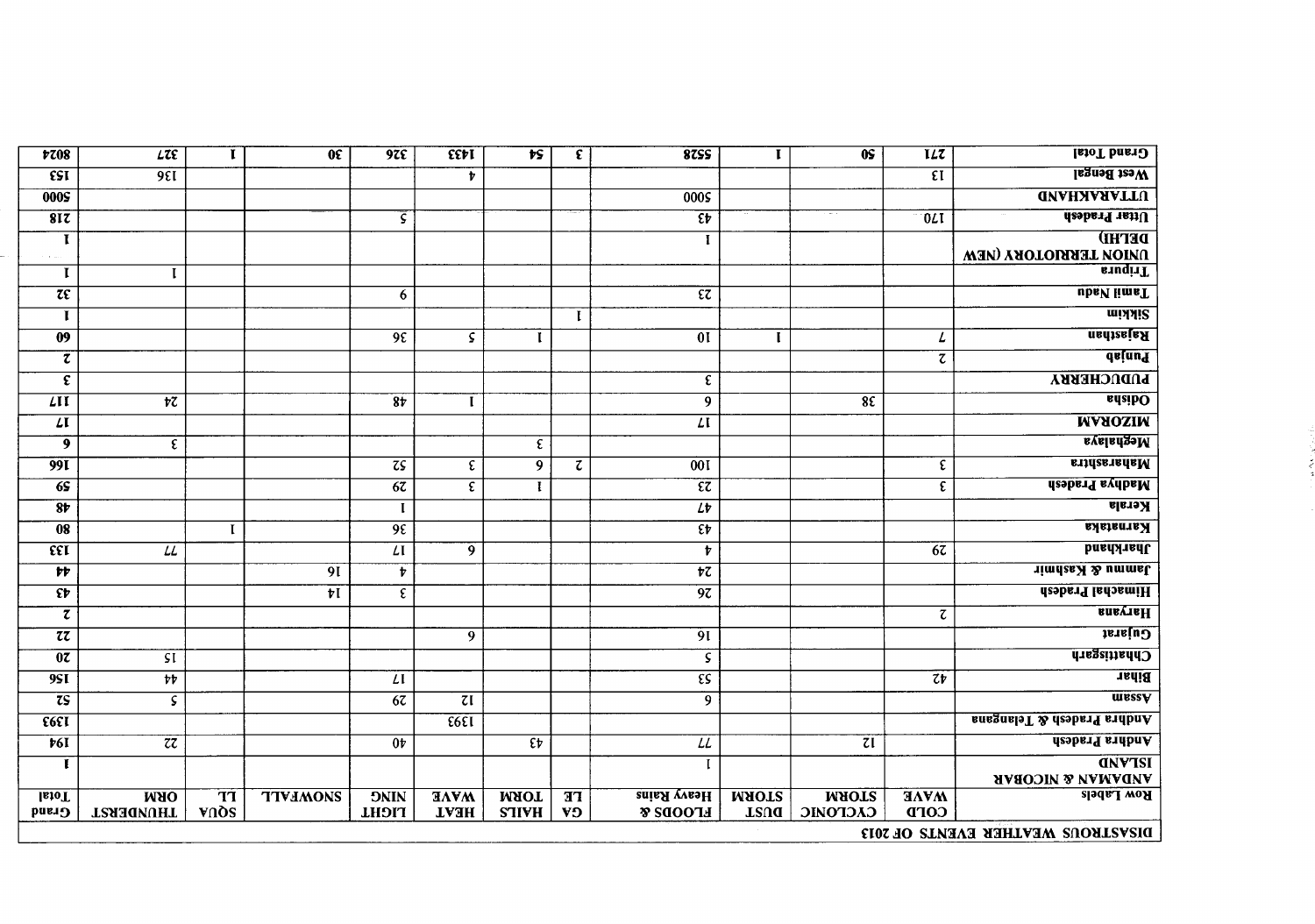## DISASTROUS WEATHER EVENTS OF 2013

| Row Labels | COLD WAVE | CYCLONIC STORM | DUST STORM | FLOODS & Heavy Rains | GALE | HAILSTORM | HEAT WAVE | LIGHTNING | SNOWFALL | SQUALL | THUNDERSTORM | Grand Total |
|---|---|---|---|---|---|---|---|---|---|---|---|---|
| ANDAMAN & NICOBAR ISLAND | | | | 1 | | | | | | | | 1 |
| Andhra Pradesh | | 12 | | 77 | | 43 | | 40 | | | 22 | 194 |
| Andhra Pradesh & Telengana | | | | | | | 1393 | | | | | 1393 |
| Assam | | | | 6 | | | 12 | 29 | | | 5 | 52 |
| Bihar | 42 | | | 53 | | | | 17 | | | 44 | 156 |
| Chhattisgarh | | | | 5 | | | | | | | 15 | 20 |
| Gujarat | | | | 16 | | | 6 | | | | | 22 |
| Haryana | 2 | | | | | | | | | | | 2 |
| Himachal Pradesh | | | | 26 | | | | 3 | 14 | | | 43 |
| Jammu & Kashmir | | | | 24 | | | | 4 | 16 | | | 44 |
| Jharkhand | 29 | | | 4 | | | 6 | 17 | | | 77 | 133 |
| Karnataka | | | | 43 | | | | 36 | | 1 | | 80 |
| Kerala | | | | 47 | | | | 1 | | | | 48 |
| Madhya Pradesh | 3 | | | 23 | | 1 | 3 | 29 | | | | 59 |
| Maharashtra | 3 | | | 100 | 2 | 6 | 3 | 52 | | | | 166 |
| Meghalaya | | | | | | 3 | | | | | 3 | 6 |
| MIZORAM | | | | 17 | | | | | | | | 17 |
| Odisha | | 38 | | 6 | | | 1 | 48 | | | 24 | 117 |
| PUDUCHERRY | | | | 3 | | | | | | | | 3 |
| Punjab | 2 | | | | | | | | | | | 2 |
| Rajasthan | 7 | | 1 | 10 | | 1 | 5 | 36 | | | | 60 |
| Sikkim | | | | | 1 | | | | | | | 1 |
| Tamil Nadu | | | | 23 | | | | 9 | | | | 32 |
| Tripura | | | | | | | | | | | 1 | 1 |
| UNION TERRITORY (NEW DELHI) | | | | 1 | | | | | | | | 1 |
| Uttar Pradesh | 170 | | | 43 | | | | 5 | | | | 218 |
| UTTARAKHAND | | | | 5000 | | | | | | | | 5000 |
| West Bengal | 13 | | | | | | 4 | | | | 136 | 153 |
| Grand Total | 271 | 50 | 1 | 5528 | 3 | 54 | 1433 | 326 | 30 | 1 | 327 | 8024 |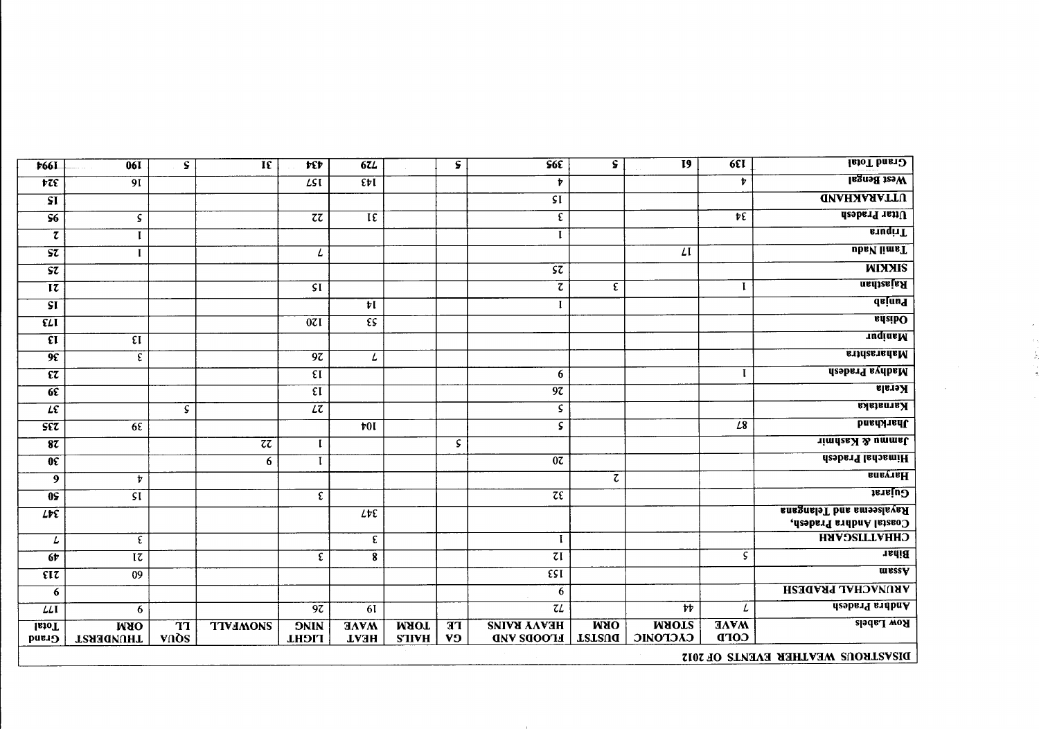**DISASTROUS WEATHER EVENTS OF 2012**

| Row Labels | COLD WAVE | CYCLONIC STORM | DUSTSTORM | FLOODS AND HEAVY RAINS | GALE | HAILSTORM | HEAT WAVE | LIGHTNING | SNOWFALL | SQUALL | THUNDERSTORM | Grand Total |
|---|---|---|---|---|---|---|---|---|---|---|---|---|
| Andhra Pradesh | 7 | 44 | | 72 | | | 19 | 26 | | | 9 | 177 |
| ARUNACHAL PRADESH | | | | 9 | | | | | | | | 9 |
| Assam | | | | 153 | | | | | | | 60 | 213 |
| Bihar | 5 | | | 12 | | | 8 | 3 | | | 21 | 49 |
| CHHATTISGARH | | | | 1 | | | 3 | | | | 3 | 7 |
| Coastal Andhra Pradesh, Rayalseema and Telangana | | | | | | | 347 | | | | | 347 |
| Gujarat | | | | 32 | | | | 3 | | | 15 | 50 |
| Haryana | | | 2 | | | | | | | | 4 | 6 |
| Himachal Pradesh | | | | 20 | | | | 1 | 9 | | | 30 |
| Jammu & Kashmir | | | | | 5 | | | 1 | 22 | | | 28 |
| Jharkhand | 87 | | | 5 | | | 104 | | | | 39 | 235 |
| Karnataka | | | | 5 | | | | 27 | | 5 | | 37 |
| Kerala | | | | 26 | | | | 13 | | | | 39 |
| Madhya Pradesh | 1 | | | 9 | | | | 13 | | | | 23 |
| Maharashtra | | | | | | | 7 | 26 | | | 3 | 36 |
| Manipur | | | | | | | | | | | 13 | 13 |
| Odisha | | | | | | | 53 | 120 | | | | 173 |
| Punjab | | | | 1 | | | 14 | | | | | 15 |
| Rajasthan | 1 | | 3 | 2 | | | | 15 | | | | 21 |
| SIKKIM | | | | 25 | | | | | | | | 25 |
| Tamil Nadu | | 17 | | | | | | 7 | | | 1 | 25 |
| Tripura | | | | 1 | | | | | | | 1 | 2 |
| Uttar Pradesh | 34 | | | 3 | | | 31 | 22 | | | 5 | 95 |
| UTTARAKHAND | | | | 15 | | | | | | | | 15 |
| West Bengal | 4 | | | 4 | | | 143 | 157 | | | 16 | 324 |
| Grand Total | 139 | 61 | 5 | 395 | 5 | | 729 | 434 | 31 | 5 | 190 | 1994 |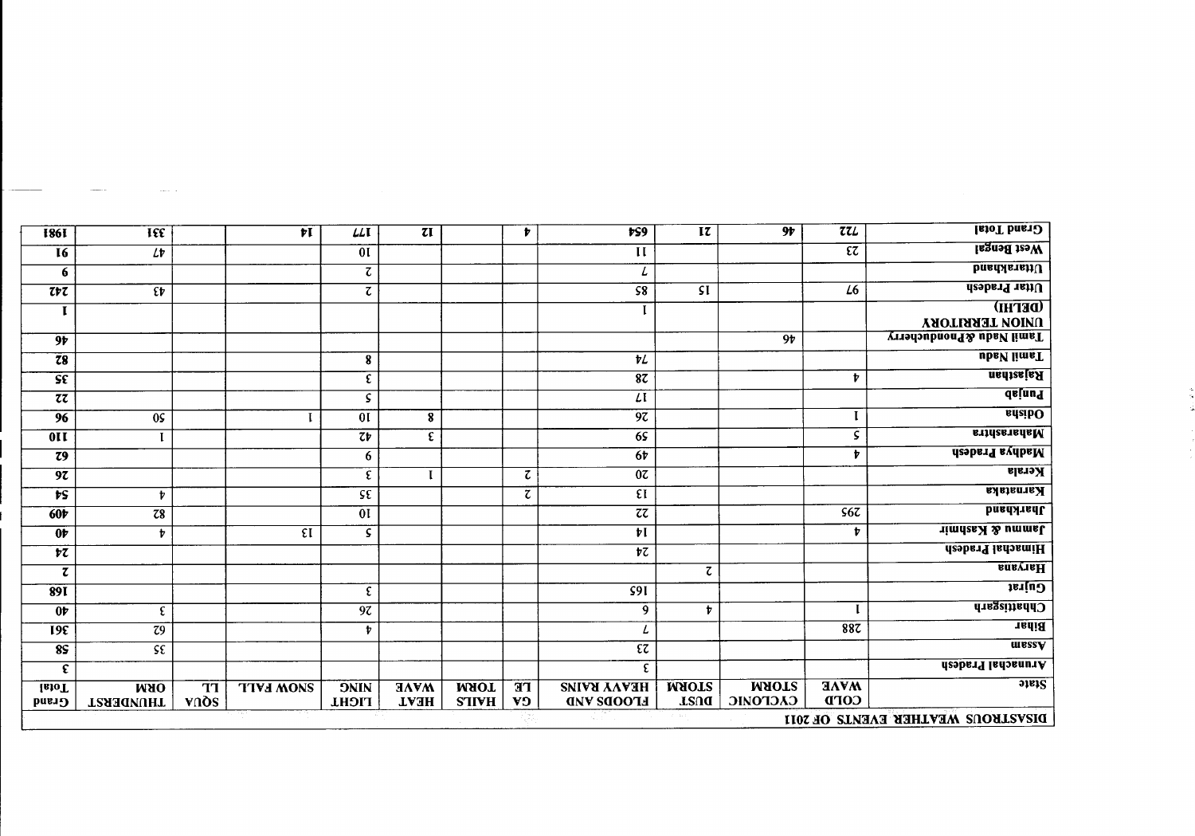**DISASTROUS WEATHER EVENTS OF 2011**

| State | COLD WAVE | CYCLONIC STORM | DUST STORM | FLOODS AND HEAVY RAINS | GALE | HAILSTORM | HEAT WAVE | LIGHTNING | SNOW FALL | SQUALL | THUNDERSTORM | Grand Total |
|---|---|---|---|---|---|---|---|---|---|---|---|---|
| Arunachal Pradesh | | | | 3 | | | | | | | | 3 |
| Assam | | | | 23 | | | | | | | 35 | 58 |
| Bihar | 288 | | | 7 | | | | 4 | | | 62 | 361 |
| Chhattisgarh | 1 | | 4 | 6 | | | | 26 | | | 3 | 40 |
| Gujarat | | | | 165 | | | | 3 | | | | 168 |
| Haryana | | | 2 | | | | | | | | | 2 |
| Himachal Pradesh | | | | 24 | | | | | | | | 24 |
| Jammu & Kashmir | 4 | | | 14 | | | | 5 | 13 | | 4 | 40 |
| Jharkhand | 295 | | | 22 | | | | 10 | | | 82 | 409 |
| Karnataka | | | | 13 | 2 | | | 35 | | | 4 | 54 |
| Kerala | | | | 20 | 2 | | 1 | 3 | | | | 26 |
| Madhya Pradesh | 4 | | | 49 | | | | 9 | | | | 62 |
| Maharashtra | 5 | | | 59 | | | 3 | 42 | | | 1 | 110 |
| Odisha | 1 | | | 26 | | | 8 | 10 | 1 | | 50 | 96 |
| Punjab | | | | 17 | | | | 5 | | | | 22 |
| Rajasthan | 4 | | | 28 | | | | 3 | | | | 35 |
| Tamil Nadu | | | | 74 | | | | 8 | | | | 82 |
| Tamil Nadu &Puducherry | | 46 | | | | | | | | | | 46 |
| UNION TERRITORY (DELHI) | | | | 1 | | | | | | | | 1 |
| Uttar Pradesh | 97 | | 15 | 85 | | | | 2 | | | 43 | 242 |
| Uttarakhand | | | | 7 | | | | 2 | | | | 9 |
| West Bengal | 23 | | | 11 | | | | 10 | | | 47 | 91 |
| Grand Total | 722 | 46 | 21 | 654 | 4 | | 12 | 177 | 14 | | 331 | 1981 |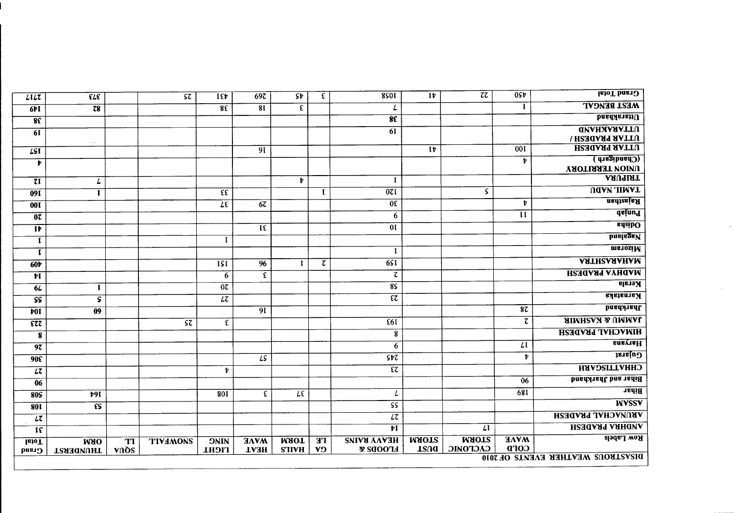**DISASTROUS WEATHER EVENTS OF 2010**

| Row Labels | COLD WAVE | CYCLONIC STORM | DUST STORM | FLOODS & HEAVY RAINS | GALE | HAILSTORM | HEAT WAVE | LIGHTNING | SNOWFALL | SQUALL | THUNDERSTORM | Grand Total |
|---|---|---|---|---|---|---|---|---|---|---|---|---|
| ANDHRA PRADESH | | 17 | | 14 | | | | | | | | 31 |
| ARUNACHAL PRADESH | | | | 27 | | | | | | | | 27 |
| ASSAM | | | | 55 | | | | | | | 53 | 108 |
| Bihar | 189 | | | 7 | | 37 | 3 | 108 | | | 164 | 508 |
| Bihar and Jharkhand | 90 | | | | | | | | | | | 90 |
| CHHATTISGARH | | | | 23 | | | | 4 | | | | 27 |
| Gujarat | 4 | | | 245 | | | 57 | | | | | 306 |
| Haryana | 17 | | | 9 | | | | | | | | 26 |
| HIMACHAL PRADESH | | | | 8 | | | | | | | | 8 |
| JAMMU & KASHMIR | 2 | | | 193 | | | | 3 | 25 | | | 223 |
| Jharkhand | 28 | | | | | | 16 | | | | 60 | 104 |
| Karnataka | | | | 23 | | | | 27 | | | 5 | 55 |
| Kerala | | | | 58 | | | | 20 | | | 1 | 79 |
| MADHYA PRADESH | | | | 2 | | | 3 | 9 | | | | 14 |
| MAHARASHTRA | | | | 159 | 2 | 1 | 96 | 151 | | | | 409 |
| Mizoram | | | | 1 | | | | | | | | 1 |
| Nagaland | | | | | | | | 1 | | | | 1 |
| Odisha | | | | 10 | | | 31 | | | | | 41 |
| Punjab | 11 | | | 9 | | | | | | | | 20 |
| Rajasthan | 4 | | | 30 | | | 29 | 37 | | | | 100 |
| TAMIL NADU | | 5 | | 120 | 1 | | | 33 | | | 1 | 160 |
| TRIPURA | | | | 1 | | 4 | | | | | 7 | 12 |
| UNION TERRITORY (Chandigarh) | 4 | | | | | | | | | | | 4 |
| UTTAR PRADESH | 100 | | 41 | | | | 16 | | | | | 157 |
| UTTAR PRADESH / UTTARAKHAND | | | | 19 | | | | | | | | 19 |
| Uttarakhand | | | | 38 | | | | | | | | 38 |
| WEST BENGAL | 1 | | | 7 | | 3 | 18 | 38 | | | 82 | 149 |
| Grand Total | 450 | 22 | 41 | 1058 | 3 | 45 | 269 | 431 | 25 | | 373 | 2717 |